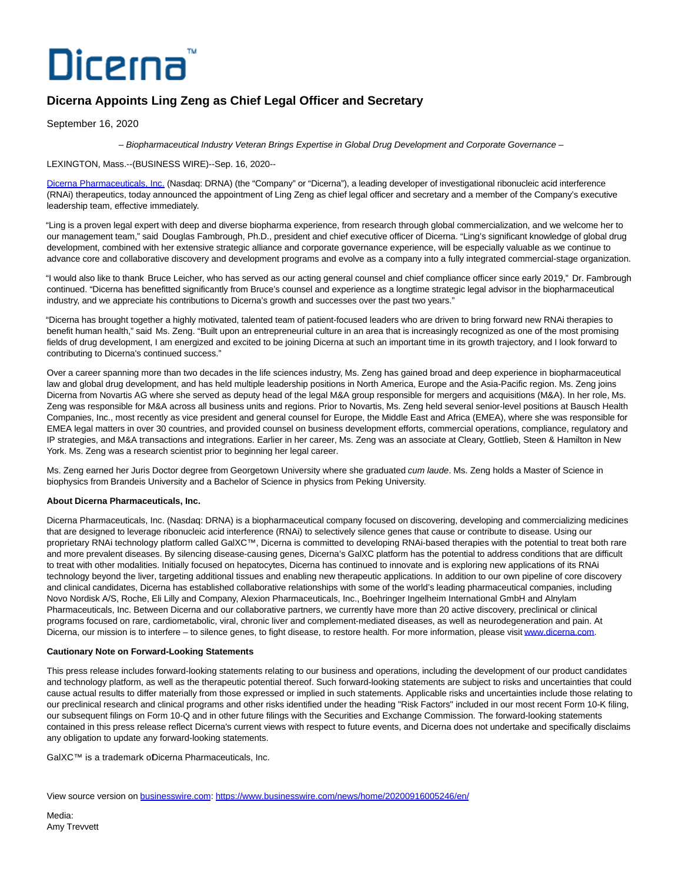Dicerna™

# Dicerna Appoints Ling Zeng as Chief Legal Officer and Secretary

September 16, 2020

*– Biopharmaceutical Industry Veteran Brings Expertise in Global Drug Development and Corporate Governance –*

LEXINGTON, Mass.--(BUSINESS WIRE)--Sep. 16, 2020--

Dicerna Pharmaceuticals, Inc. (Nasdaq: DRNA) (the "Company" or "Dicerna"), a leading developer of investigational ribonucleic acid interference (RNAi) therapeutics, today announced the appointment of Ling Zeng as chief legal officer and secretary and a member of the Company's executive leadership team, effective immediately.

"Ling is a proven legal expert with deep and diverse biopharma experience, from research through global commercialization, and we welcome her to our management team," said Douglas Fambrough, Ph.D., president and chief executive officer of Dicerna. "Ling's significant knowledge of global drug development, combined with her extensive strategic alliance and corporate governance experience, will be especially valuable as we continue to advance core and collaborative discovery and development programs and evolve as a company into a fully integrated commercial-stage organization.

"I would also like to thank Bruce Leicher, who has served as our acting general counsel and chief compliance officer since early 2019," Dr. Fambrough continued. "Dicerna has benefitted significantly from Bruce's counsel and experience as a longtime strategic legal advisor in the biopharmaceutical industry, and we appreciate his contributions to Dicerna's growth and successes over the past two years."

"Dicerna has brought together a highly motivated, talented team of patient-focused leaders who are driven to bring forward new RNAi therapies to benefit human health," said Ms. Zeng. "Built upon an entrepreneurial culture in an area that is increasingly recognized as one of the most promising fields of drug development, I am energized and excited to be joining Dicerna at such an important time in its growth trajectory, and I look forward to contributing to Dicerna's continued success."

Over a career spanning more than two decades in the life sciences industry, Ms. Zeng has gained broad and deep experience in biopharmaceutical law and global drug development, and has held multiple leadership positions in North America, Europe and the Asia-Pacific region. Ms. Zeng joins Dicerna from Novartis AG where she served as deputy head of the legal M&A group responsible for mergers and acquisitions (M&A). In her role, Ms. Zeng was responsible for M&A across all business units and regions. Prior to Novartis, Ms. Zeng held several senior-level positions at Bausch Health Companies, Inc., most recently as vice president and general counsel for Europe, the Middle East and Africa (EMEA), where she was responsible for EMEA legal matters in over 30 countries, and provided counsel on business development efforts, commercial operations, compliance, regulatory and IP strategies, and M&A transactions and integrations. Earlier in her career, Ms. Zeng was an associate at Cleary, Gottlieb, Steen & Hamilton in New York. Ms. Zeng was a research scientist prior to beginning her legal career.

Ms. Zeng earned her Juris Doctor degree from Georgetown University where she graduated *cum laude*. Ms. Zeng holds a Master of Science in biophysics from Brandeis University and a Bachelor of Science in physics from Peking University.

**About Dicerna Pharmaceuticals, Inc.**

Dicerna Pharmaceuticals, Inc. (Nasdaq: DRNA) is a biopharmaceutical company focused on discovering, developing and commercializing medicines that are designed to leverage ribonucleic acid interference (RNAi) to selectively silence genes that cause or contribute to disease. Using our proprietary RNAi technology platform called GalXC™, Dicerna is committed to developing RNAi-based therapies with the potential to treat both rare and more prevalent diseases. By silencing disease-causing genes, Dicerna's GalXC platform has the potential to address conditions that are difficult to treat with other modalities. Initially focused on hepatocytes, Dicerna has continued to innovate and is exploring new applications of its RNAi technology beyond the liver, targeting additional tissues and enabling new therapeutic applications. In addition to our own pipeline of core discovery and clinical candidates, Dicerna has established collaborative relationships with some of the world's leading pharmaceutical companies, including Novo Nordisk A/S, Roche, Eli Lilly and Company, Alexion Pharmaceuticals, Inc., Boehringer Ingelheim International GmbH and Alnylam Pharmaceuticals, Inc. Between Dicerna and our collaborative partners, we currently have more than 20 active discovery, preclinical or clinical programs focused on rare, cardiometabolic, viral, chronic liver and complement-mediated diseases, as well as neurodegeneration and pain. At Dicerna, our mission is to interfere – to silence genes, to fight disease, to restore health. For more information, please visit www.dicerna.com.

**Cautionary Note on Forward-Looking Statements**

This press release includes forward-looking statements relating to our business and operations, including the development of our product candidates and technology platform, as well as the therapeutic potential thereof. Such forward-looking statements are subject to risks and uncertainties that could cause actual results to differ materially from those expressed or implied in such statements. Applicable risks and uncertainties include those relating to our preclinical research and clinical programs and other risks identified under the heading "Risk Factors" included in our most recent Form 10-K filing, our subsequent filings on Form 10-Q and in other future filings with the Securities and Exchange Commission. The forward-looking statements contained in this press release reflect Dicerna's current views with respect to future events, and Dicerna does not undertake and specifically disclaims any obligation to update any forward-looking statements.

GalXC™ is a trademark of Dicerna Pharmaceuticals, Inc.

View source version on businesswire.com: https://www.businesswire.com/news/home/20200916005246/en/

Media:
Amy Trevvett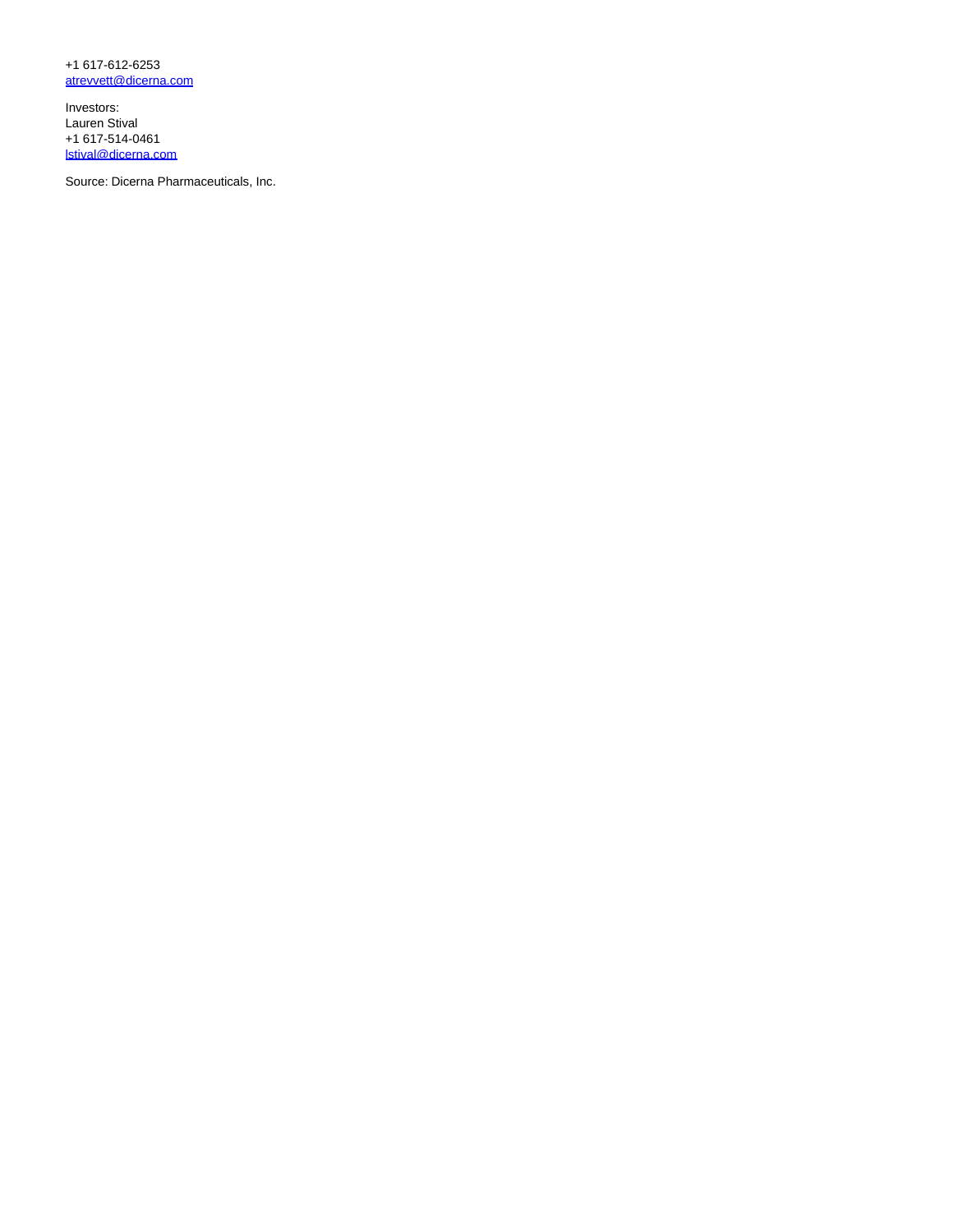+1 617-612-6253
atrevvett@dicerna.com

Investors:
Lauren Stival
+1 617-514-0461
lstival@dicerna.com

Source: Dicerna Pharmaceuticals, Inc.